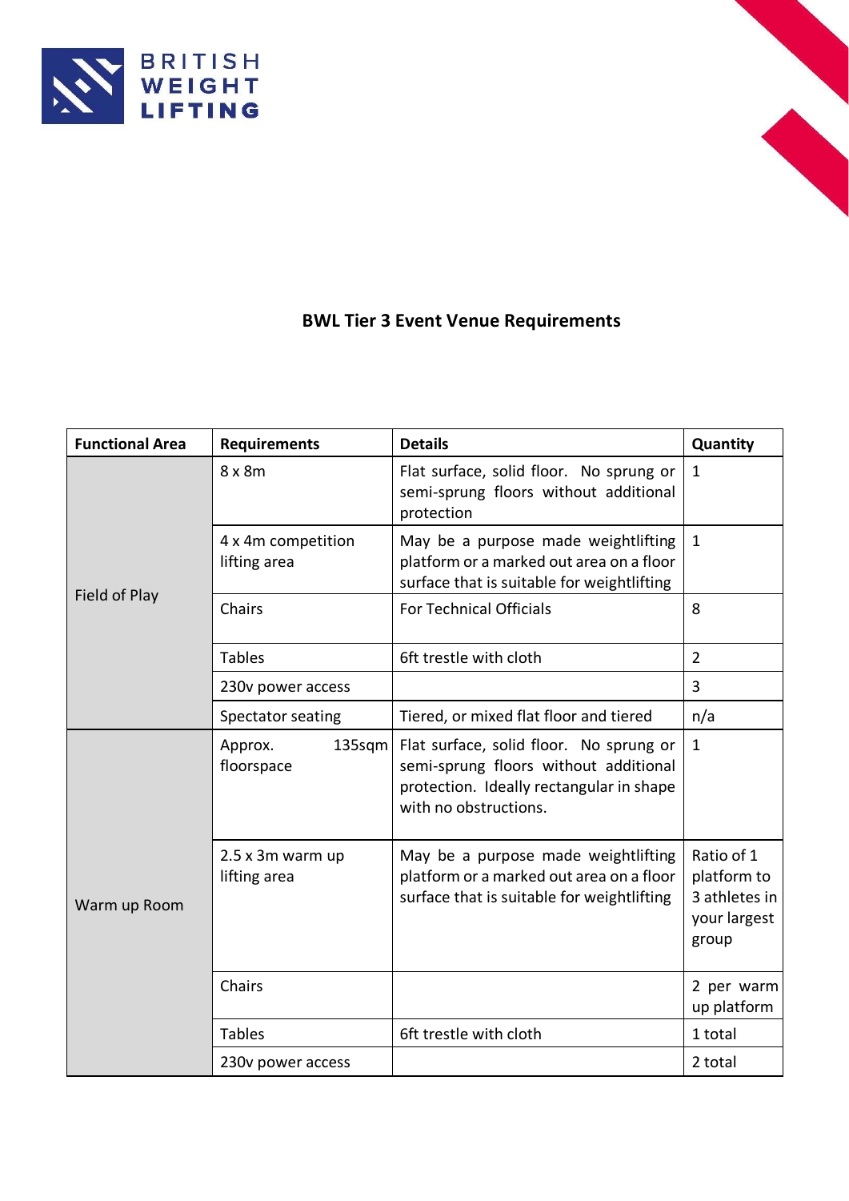BRITISH WEIGHT LIFTING

# BWL Tier 3 Event Venue Requirements

| Functional Area | Requirements | Details | Quantity |
|---|---|---|---|
| Field of Play | 8 x 8m | Flat surface, solid floor. No sprung or semi-sprung floors without additional protection | 1 |
| | 4 x 4m competition lifting area | May be a purpose made weightlifting platform or a marked out area on a floor surface that is suitable for weightlifting | 1 |
| | Chairs | For Technical Officials | 8 |
| | Tables | 6ft trestle with cloth | 2 |
| | 230v power access | | 3 |
| | Spectator seating | Tiered, or mixed flat floor and tiered | n/a |
| Warm up Room | Approx. 135sqm floorspace | Flat surface, solid floor. No sprung or semi-sprung floors without additional protection. Ideally rectangular in shape with no obstructions. | 1 |
| | 2.5 x 3m warm up lifting area | May be a purpose made weightlifting platform or a marked out area on a floor surface that is suitable for weightlifting | Ratio of 1 platform to 3 athletes in your largest group |
| | Chairs | | 2 per warm up platform |
| | Tables | 6ft trestle with cloth | 1 total |
| | 230v power access | | 2 total |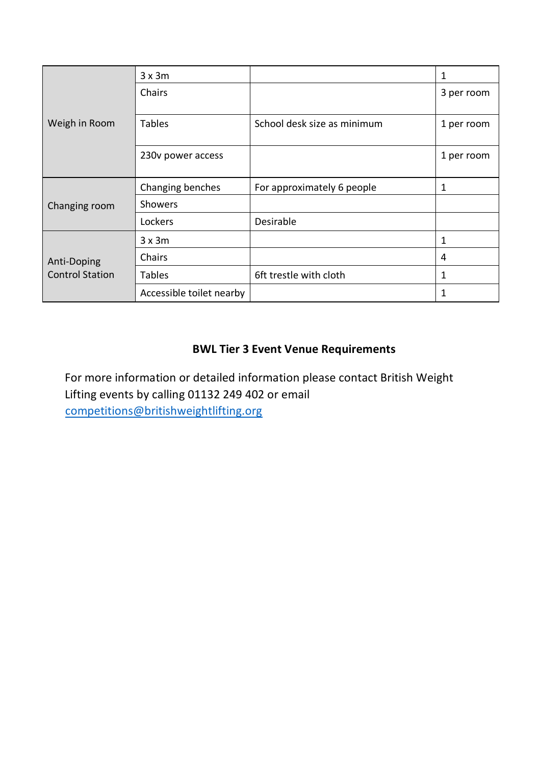| | | | |
|---|---|---|---|
| Weigh in Room | 3 x 3m | | 1 |
| | Chairs | | 3 per room |
| | Tables | School desk size as minimum | 1 per room |
| | 230v power access | | 1 per room |
| Changing room | Changing benches | For approximately 6 people | 1 |
| | Showers | | |
| | Lockers | Desirable | |
| Anti-Doping Control Station | 3 x 3m | | 1 |
| | Chairs | | 4 |
| | Tables | 6ft trestle with cloth | 1 |
| | Accessible toilet nearby | | 1 |

**BWL Tier 3 Event Venue Requirements**

For more information or detailed information please contact British Weight Lifting events by calling 01132 249 402 or email competitions@britishweightlifting.org